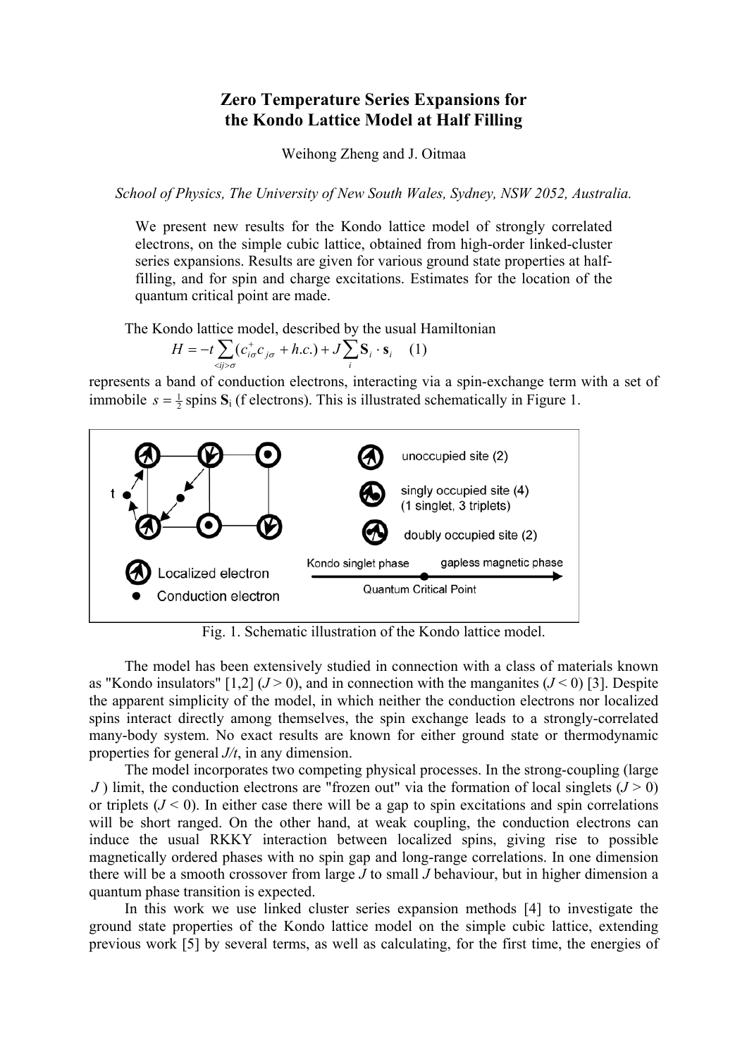# Zero Temperature Series Expansions for the Kondo Lattice Model at Half Filling

Weihong Zheng and J. Oitmaa

*School of Physics, The University of New South Wales, Sydney, NSW 2052, Australia.*

We present new results for the Kondo lattice model of strongly correlated electrons, on the simple cubic lattice, obtained from high-order linked-cluster series expansions. Results are given for various ground state properties at half-filling, and for spin and charge excitations. Estimates for the location of the quantum critical point are made.

The Kondo lattice model, described by the usual Hamiltonian

$$H = -t \sum_{<ij>\sigma} (c^{+}_{i\sigma} c_{j\sigma} + h.c.) + J \sum_{i} \mathbf{S}_i \cdot \mathbf{s}_i \quad (1)$$

represents a band of conduction electrons, interacting via a spin-exchange term with a set of immobile $s = \frac{1}{2}$ spins $\mathbf{S}_i$ (f electrons). This is illustrated schematically in Figure 1.

Fig. 1. Schematic illustration of the Kondo lattice model.

The model has been extensively studied in connection with a class of materials known as "Kondo insulators" [1,2] ($J > 0$), and in connection with the manganites ($J < 0$) [3]. Despite the apparent simplicity of the model, in which neither the conduction electrons nor localized spins interact directly among themselves, the spin exchange leads to a strongly-correlated many-body system. No exact results are known for either ground state or thermodynamic properties for general $J/t$, in any dimension.

The model incorporates two competing physical processes. In the strong-coupling (large $J$) limit, the conduction electrons are "frozen out" via the formation of local singlets ($J > 0$) or triplets ($J < 0$). In either case there will be a gap to spin excitations and spin correlations will be short ranged. On the other hand, at weak coupling, the conduction electrons can induce the usual RKKY interaction between localized spins, giving rise to possible magnetically ordered phases with no spin gap and long-range correlations. In one dimension there will be a smooth crossover from large $J$ to small $J$ behaviour, but in higher dimension a quantum phase transition is expected.

In this work we use linked cluster series expansion methods [4] to investigate the ground state properties of the Kondo lattice model on the simple cubic lattice, extending previous work [5] by several terms, as well as calculating, for the first time, the energies of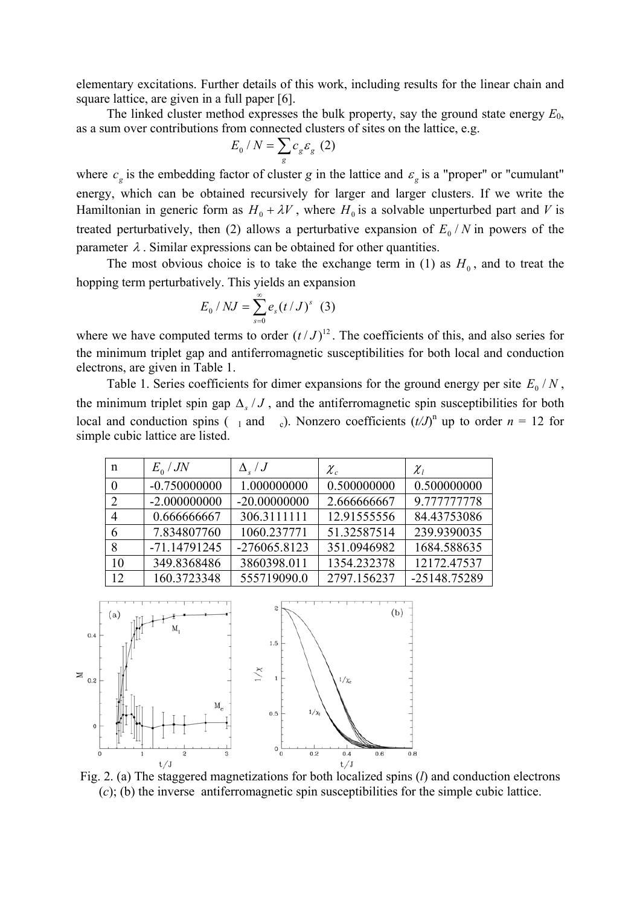elementary excitations. Further details of this work, including results for the linear chain and square lattice, are given in a full paper [6].

The linked cluster method expresses the bulk property, say the ground state energy $E_0$, as a sum over contributions from connected clusters of sites on the lattice, e.g.

$$E_0 / N = \sum_g c_g \varepsilon_g \quad (2)$$

where $c_g$ is the embedding factor of cluster $g$ in the lattice and $\varepsilon_g$ is a "proper" or "cumulant" energy, which can be obtained recursively for larger and larger clusters. If we write the Hamiltonian in generic form as $H_0 + \lambda V$, where $H_0$ is a solvable unperturbed part and $V$ is treated perturbatively, then (2) allows a perturbative expansion of $E_0 / N$ in powers of the parameter $\lambda$. Similar expressions can be obtained for other quantities.

The most obvious choice is to take the exchange term in (1) as $H_0$, and to treat the hopping term perturbatively. This yields an expansion

$$E_0 / NJ = \sum_{s=0}^{\infty} e_s (t/J)^s \quad (3)$$

where we have computed terms to order $(t/J)^{12}$. The coefficients of this, and also series for the minimum triplet gap and antiferromagnetic susceptibilities for both local and conduction electrons, are given in Table 1.

Table 1. Series coefficients for dimer expansions for the ground energy per site $E_0 / N$, the minimum triplet spin gap $\Delta_s / J$, and the antiferromagnetic spin susceptibilities for both local and conduction spins ($\chi_l$ and $\chi_c$). Nonzero coefficients $(t/J)^n$ up to order $n$ = 12 for simple cubic lattice are listed.

| n | $E_0 / JN$ | $\Delta_s / J$ | $\chi_c$ | $\chi_l$ |
|---|---|---|---|---|
| 0 | -0.750000000 | 1.000000000 | 0.500000000 | 0.500000000 |
| 2 | -2.000000000 | -20.00000000 | 2.666666667 | 9.777777778 |
| 4 | 0.666666667 | 306.3111111 | 12.91555556 | 84.43753086 |
| 6 | 7.834807760 | 1060.237771 | 51.32587514 | 239.9390035 |
| 8 | -71.14791245 | -276065.8123 | 351.0946982 | 1684.588635 |
| 10 | 349.8368486 | 3860398.011 | 1354.232378 | 12172.47537 |
| 12 | 160.3723348 | 555719090.0 | 2797.156237 | -25148.75289 |

Fig. 2. (a) The staggered magnetizations for both localized spins ($l$) and conduction electrons ($c$); (b) the inverse antiferromagnetic spin susceptibilities for the simple cubic lattice.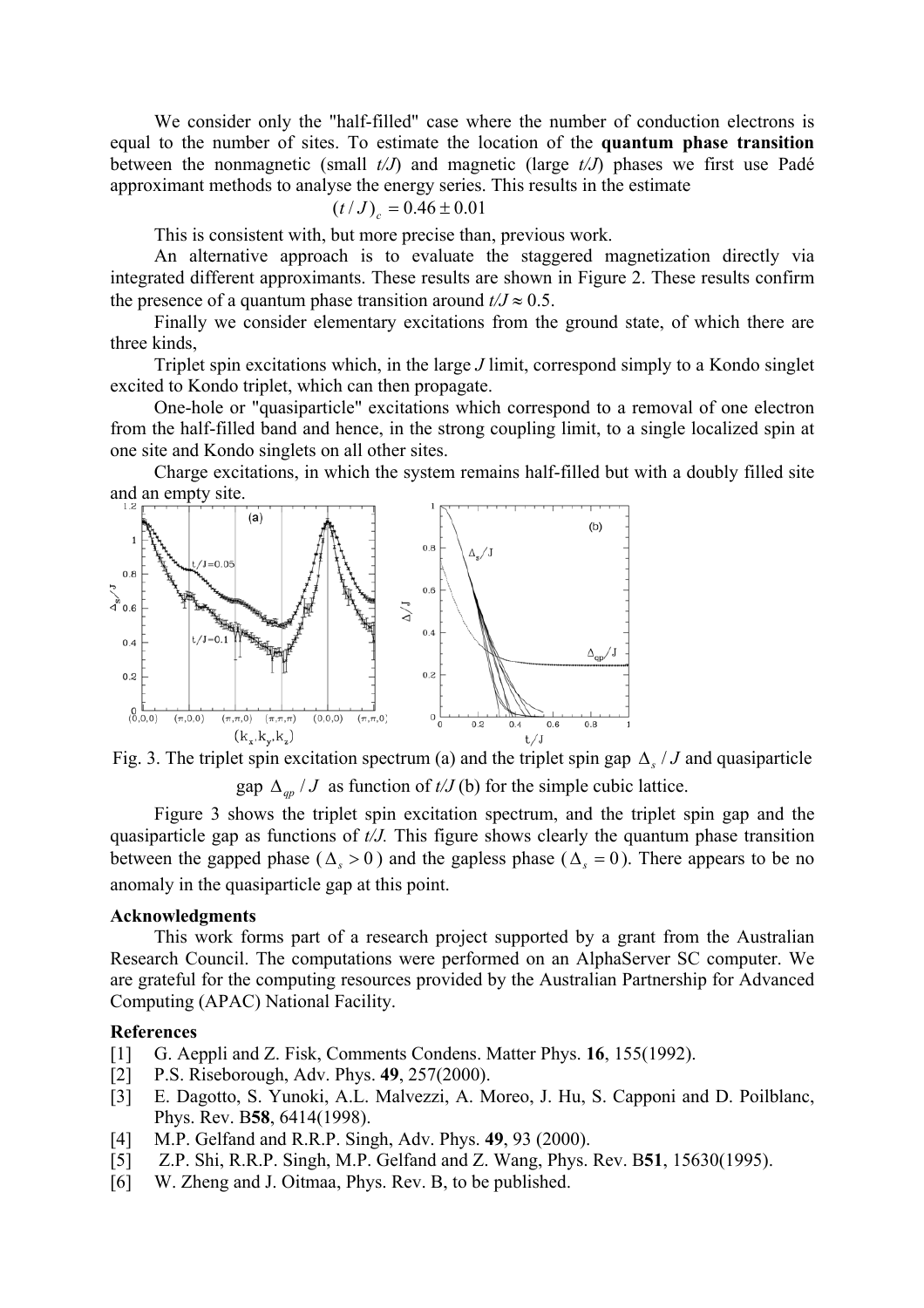We consider only the "half-filled" case where the number of conduction electrons is equal to the number of sites. To estimate the location of the **quantum phase transition** between the nonmagnetic (small *t/J*) and magnetic (large *t/J*) phases we first use Padé approximant methods to analyse the energy series. This results in the estimate

$$(t/J)_c = 0.46 \pm 0.01$$

This is consistent with, but more precise than, previous work.

An alternative approach is to evaluate the staggered magnetization directly via integrated different approximants. These results are shown in Figure 2. These results confirm the presence of a quantum phase transition around $t/J \approx 0.5$.

Finally we consider elementary excitations from the ground state, of which there are three kinds,

Triplet spin excitations which, in the large *J* limit, correspond simply to a Kondo singlet excited to Kondo triplet, which can then propagate.

One-hole or "quasiparticle" excitations which correspond to a removal of one electron from the half-filled band and hence, in the strong coupling limit, to a single localized spin at one site and Kondo singlets on all other sites.

Charge excitations, in which the system remains half-filled but with a doubly filled site and an empty site.

(a)

t/J=0.05

t/J=0.1

$\Delta_s/J$

(0,0,0) (π,0,0) (π,π,0) (π,π,π) (0,0,0) (π,π,0)

$(k_x,k_y,k_z)$

(b)

$\Delta_s/J$

$\Delta_{qp}/J$

$\Delta/J$

t/J

Fig. 3. The triplet spin excitation spectrum (a) and the triplet spin gap $\Delta_s/J$ and quasiparticle gap $\Delta_{qp}/J$ as function of *t/J* (b) for the simple cubic lattice.

Figure 3 shows the triplet spin excitation spectrum, and the triplet spin gap and the quasiparticle gap as functions of *t/J.* This figure shows clearly the quantum phase transition between the gapped phase ($\Delta_s > 0$) and the gapless phase ($\Delta_s = 0$). There appears to be no anomaly in the quasiparticle gap at this point.

### Acknowledgments

This work forms part of a research project supported by a grant from the Australian Research Council. The computations were performed on an AlphaServer SC computer. We are grateful for the computing resources provided by the Australian Partnership for Advanced Computing (APAC) National Facility.

### References

[1] G. Aeppli and Z. Fisk, Comments Condens. Matter Phys. **16**, 155(1992).

[2] P.S. Riseborough, Adv. Phys. **49**, 257(2000).

[3] E. Dagotto, S. Yunoki, A.L. Malvezzi, A. Moreo, J. Hu, S. Capponi and D. Poilblanc, Phys. Rev. B**58**, 6414(1998).

[4] M.P. Gelfand and R.R.P. Singh, Adv. Phys. **49**, 93 (2000).

[5] Z.P. Shi, R.R.P. Singh, M.P. Gelfand and Z. Wang, Phys. Rev. B**51**, 15630(1995).

[6] W. Zheng and J. Oitmaa, Phys. Rev. B, to be published.